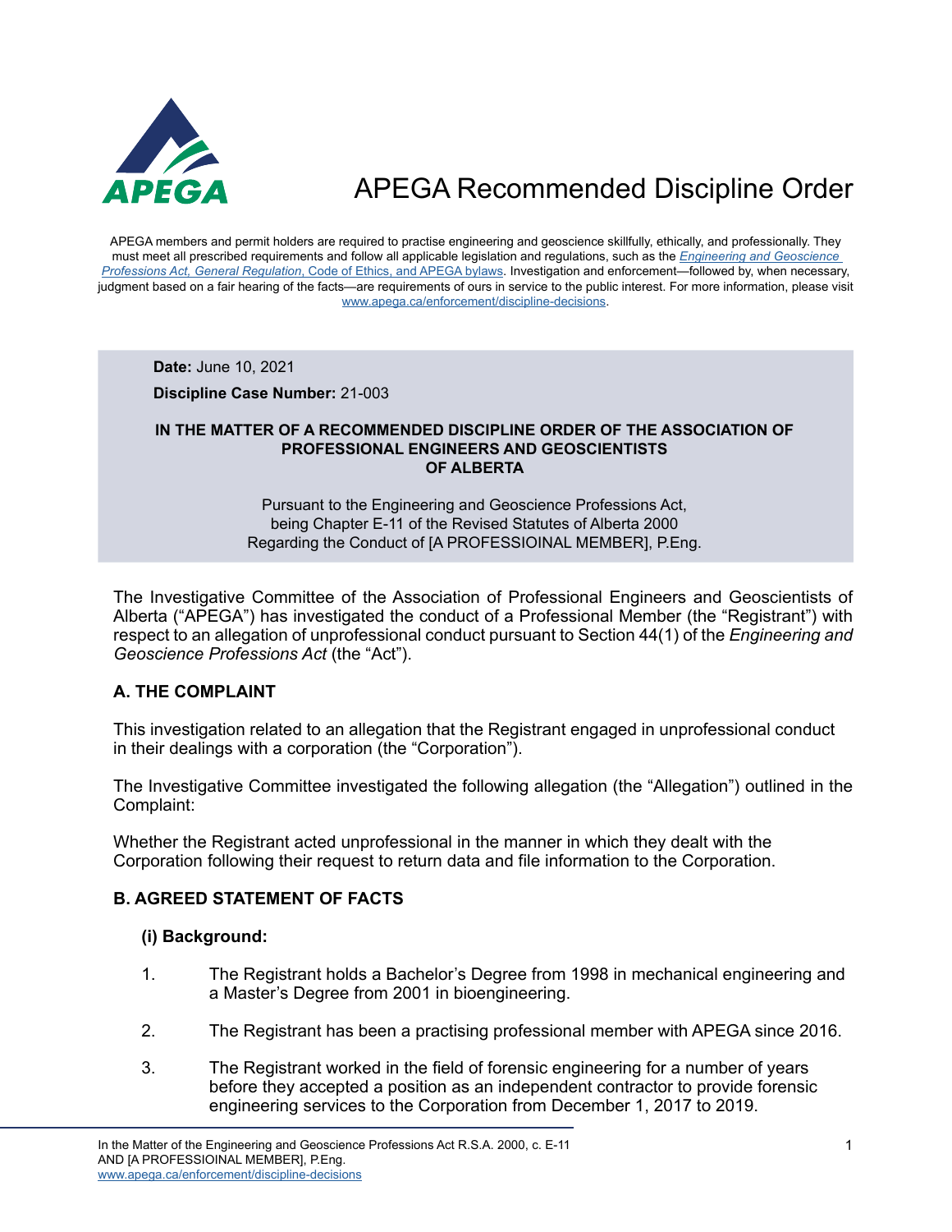# APEGA Recommended Discipline Order

APEGA members and permit holders are required to practise engineering and geoscience skillfully, ethically, and professionally. They must meet all prescribed requirements and follow all applicable legislation and regulations, such as the *Engineering and Geoscience Professions Act, General Regulation*, Code of Ethics, and APEGA bylaws. Investigation and enforcement—followed by, when necessary, judgment based on a fair hearing of the facts—are requirements of ours in service to the public interest. For more information, please visit www.apega.ca/enforcement/discipline-decisions.

**Date:** June 10, 2021

**Discipline Case Number:** 21-003

**IN THE MATTER OF A RECOMMENDED DISCIPLINE ORDER OF THE ASSOCIATION OF PROFESSIONAL ENGINEERS AND GEOSCIENTISTS OF ALBERTA**

Pursuant to the Engineering and Geoscience Professions Act,
being Chapter E-11 of the Revised Statutes of Alberta 2000
Regarding the Conduct of [A PROFESSIOINAL MEMBER], P.Eng.

The Investigative Committee of the Association of Professional Engineers and Geoscientists of Alberta ("APEGA") has investigated the conduct of a Professional Member (the "Registrant") with respect to an allegation of unprofessional conduct pursuant to Section 44(1) of the *Engineering and Geoscience Professions Act* (the "Act").

## A. THE COMPLAINT

This investigation related to an allegation that the Registrant engaged in unprofessional conduct in their dealings with a corporation (the "Corporation").

The Investigative Committee investigated the following allegation (the "Allegation") outlined in the Complaint:

Whether the Registrant acted unprofessional in the manner in which they dealt with the Corporation following their request to return data and file information to the Corporation.

## B. AGREED STATEMENT OF FACTS

### (i) Background:

1. The Registrant holds a Bachelor's Degree from 1998 in mechanical engineering and a Master's Degree from 2001 in bioengineering.

2. The Registrant has been a practising professional member with APEGA since 2016.

3. The Registrant worked in the field of forensic engineering for a number of years before they accepted a position as an independent contractor to provide forensic engineering services to the Corporation from December 1, 2017 to 2019.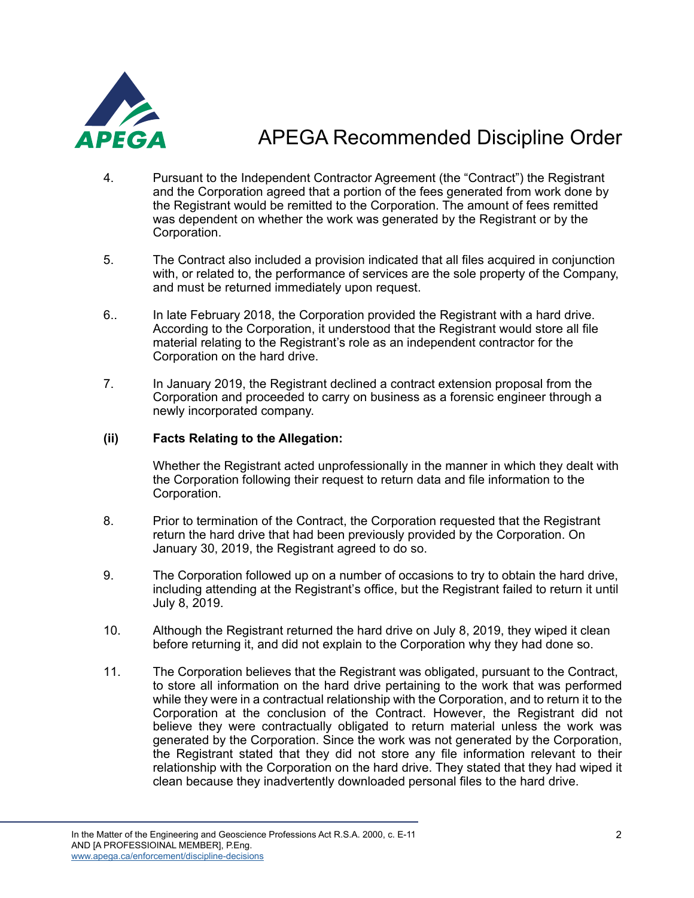4. Pursuant to the Independent Contractor Agreement (the "Contract") the Registrant and the Corporation agreed that a portion of the fees generated from work done by the Registrant would be remitted to the Corporation. The amount of fees remitted was dependent on whether the work was generated by the Registrant or by the Corporation.

5. The Contract also included a provision indicated that all files acquired in conjunction with, or related to, the performance of services are the sole property of the Company, and must be returned immediately upon request.

6.. In late February 2018, the Corporation provided the Registrant with a hard drive. According to the Corporation, it understood that the Registrant would store all file material relating to the Registrant's role as an independent contractor for the Corporation on the hard drive.

7. In January 2019, the Registrant declined a contract extension proposal from the Corporation and proceeded to carry on business as a forensic engineer through a newly incorporated company.

**(ii) Facts Relating to the Allegation:**

Whether the Registrant acted unprofessionally in the manner in which they dealt with the Corporation following their request to return data and file information to the Corporation.

8. Prior to termination of the Contract, the Corporation requested that the Registrant return the hard drive that had been previously provided by the Corporation. On January 30, 2019, the Registrant agreed to do so.

9. The Corporation followed up on a number of occasions to try to obtain the hard drive, including attending at the Registrant's office, but the Registrant failed to return it until July 8, 2019.

10. Although the Registrant returned the hard drive on July 8, 2019, they wiped it clean before returning it, and did not explain to the Corporation why they had done so.

11. The Corporation believes that the Registrant was obligated, pursuant to the Contract, to store all information on the hard drive pertaining to the work that was performed while they were in a contractual relationship with the Corporation, and to return it to the Corporation at the conclusion of the Contract. However, the Registrant did not believe they were contractually obligated to return material unless the work was generated by the Corporation. Since the work was not generated by the Corporation, the Registrant stated that they did not store any file information relevant to their relationship with the Corporation on the hard drive. They stated that they had wiped it clean because they inadvertently downloaded personal files to the hard drive.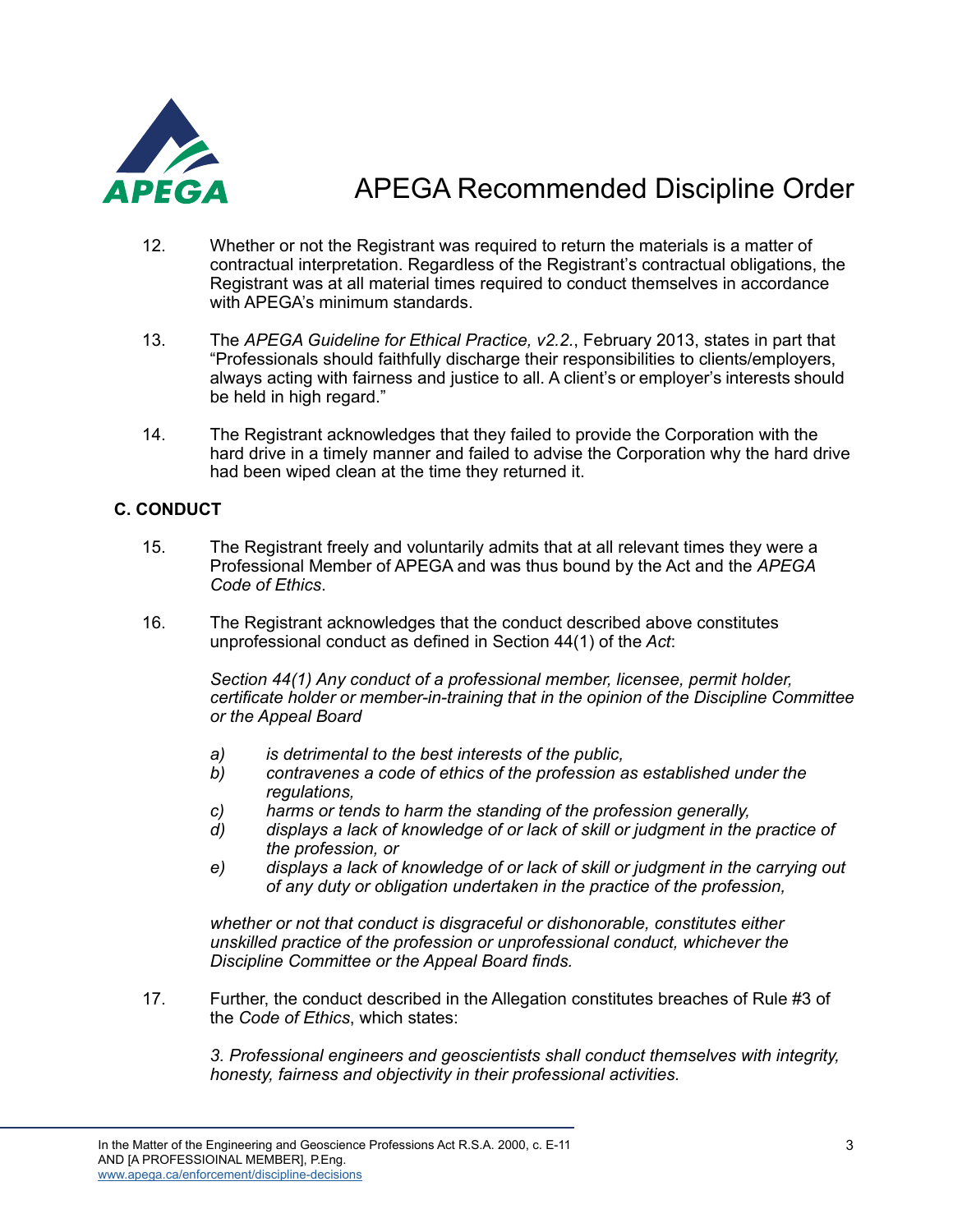12. Whether or not the Registrant was required to return the materials is a matter of contractual interpretation. Regardless of the Registrant's contractual obligations, the Registrant was at all material times required to conduct themselves in accordance with APEGA's minimum standards.

13. The *APEGA Guideline for Ethical Practice, v2.2.*, February 2013, states in part that "Professionals should faithfully discharge their responsibilities to clients/employers, always acting with fairness and justice to all. A client's or employer's interests should be held in high regard."

14. The Registrant acknowledges that they failed to provide the Corporation with the hard drive in a timely manner and failed to advise the Corporation why the hard drive had been wiped clean at the time they returned it.

## C. CONDUCT

15. The Registrant freely and voluntarily admits that at all relevant times they were a Professional Member of APEGA and was thus bound by the Act and the *APEGA Code of Ethics*.

16. The Registrant acknowledges that the conduct described above constitutes unprofessional conduct as defined in Section 44(1) of the *Act*:

    *Section 44(1) Any conduct of a professional member, licensee, permit holder, certificate holder or member-in-training that in the opinion of the Discipline Committee or the Appeal Board*

    *a) is detrimental to the best interests of the public,*
    *b) contravenes a code of ethics of the profession as established under the regulations,*
    *c) harms or tends to harm the standing of the profession generally,*
    *d) displays a lack of knowledge of or lack of skill or judgment in the practice of the profession, or*
    *e) displays a lack of knowledge of or lack of skill or judgment in the carrying out of any duty or obligation undertaken in the practice of the profession,*

    *whether or not that conduct is disgraceful or dishonorable, constitutes either unskilled practice of the profession or unprofessional conduct, whichever the Discipline Committee or the Appeal Board finds.*

17. Further, the conduct described in the Allegation constitutes breaches of Rule #3 of the *Code of Ethics*, which states:

    *3. Professional engineers and geoscientists shall conduct themselves with integrity, honesty, fairness and objectivity in their professional activities.*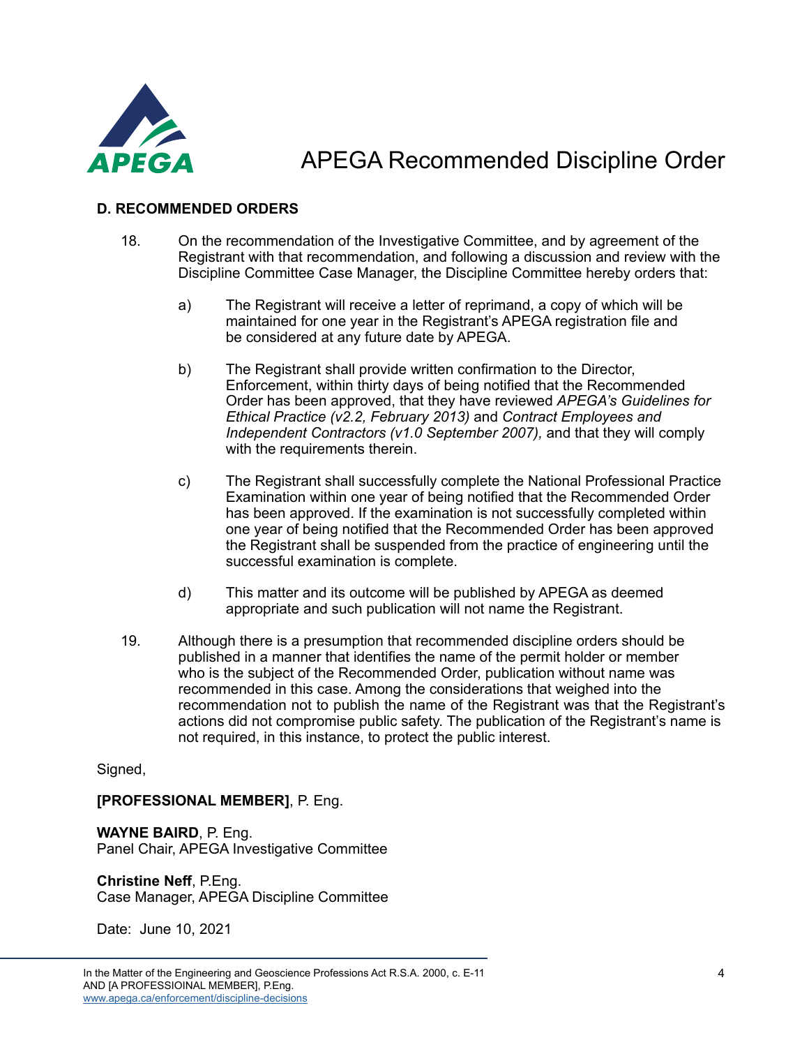## D. RECOMMENDED ORDERS

18. On the recommendation of the Investigative Committee, and by agreement of the Registrant with that recommendation, and following a discussion and review with the Discipline Committee Case Manager, the Discipline Committee hereby orders that:

    a) The Registrant will receive a letter of reprimand, a copy of which will be maintained for one year in the Registrant's APEGA registration file and be considered at any future date by APEGA.

    b) The Registrant shall provide written confirmation to the Director, Enforcement, within thirty days of being notified that the Recommended Order has been approved, that they have reviewed *APEGA's Guidelines for Ethical Practice (v2.2, February 2013)* and *Contract Employees and Independent Contractors (v1.0 September 2007),* and that they will comply with the requirements therein.

    c) The Registrant shall successfully complete the National Professional Practice Examination within one year of being notified that the Recommended Order has been approved. If the examination is not successfully completed within one year of being notified that the Recommended Order has been approved the Registrant shall be suspended from the practice of engineering until the successful examination is complete.

    d) This matter and its outcome will be published by APEGA as deemed appropriate and such publication will not name the Registrant.

19. Although there is a presumption that recommended discipline orders should be published in a manner that identifies the name of the permit holder or member who is the subject of the Recommended Order, publication without name was recommended in this case. Among the considerations that weighed into the recommendation not to publish the name of the Registrant was that the Registrant's actions did not compromise public safety. The publication of the Registrant's name is not required, in this instance, to protect the public interest.

Signed,

**[PROFESSIONAL MEMBER]**, P. Eng.

**WAYNE BAIRD**, P. Eng.
Panel Chair, APEGA Investigative Committee

**Christine Neff**, P.Eng.
Case Manager, APEGA Discipline Committee

Date: June 10, 2021